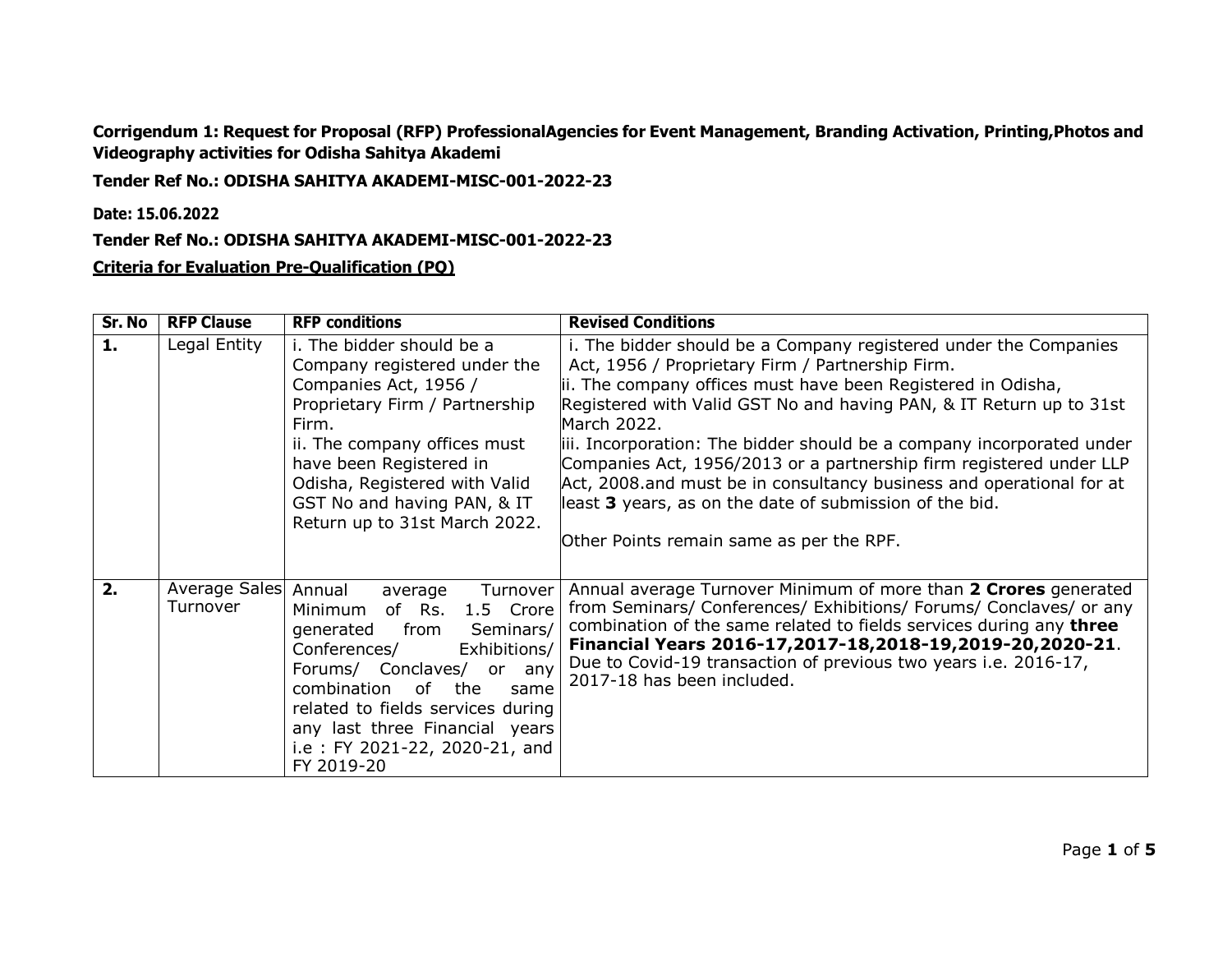**Corrigendum 1: Request for Proposal (RFP) ProfessionalAgencies for Event Management, Branding Activation, Printing,Photos and Videography activities for Odisha Sahitya Akademi**

**Tender Ref No.: ODISHA SAHITYA AKADEMI-MISC-001-2022-23**

**Date: 15.06.2022**

**Tender Ref No.: ODISHA SAHITYA AKADEMI-MISC-001-2022-23**

**Criteria for Evaluation Pre-Qualification (PQ)**

| Sr. No | RFP Clause | RFP conditions | Revised Conditions |
|---|---|---|---|
| **1.** | Legal Entity | i. The bidder should be a Company registered under the Companies Act, 1956 / Proprietary Firm / Partnership Firm.<br>ii. The company offices must have been Registered in Odisha, Registered with Valid GST No and having PAN, & IT Return up to 31st March 2022. | i. The bidder should be a Company registered under the Companies Act, 1956 / Proprietary Firm / Partnership Firm.<br>ii. The company offices must have been Registered in Odisha, Registered with Valid GST No and having PAN, & IT Return up to 31st March 2022.<br>iii. Incorporation: The bidder should be a company incorporated under Companies Act, 1956/2013 or a partnership firm registered under LLP Act, 2008.and must be in consultancy business and operational for at least **3** years, as on the date of submission of the bid.<br><br>Other Points remain same as per the RPF. |
| **2.** | Average Sales Turnover | Annual average Turnover Minimum of Rs. 1.5 Crore generated from Seminars/ Conferences/ Exhibitions/ Forums/ Conclaves/ or any combination of the same related to fields services during any last three Financial years i.e : FY 2021-22, 2020-21, and FY 2019-20 | Annual average Turnover Minimum of more than **2 Crores** generated from Seminars/ Conferences/ Exhibitions/ Forums/ Conclaves/ or any combination of the same related to fields services during any **three Financial Years 2016-17,2017-18,2018-19,2019-20,2020-21**. Due to Covid-19 transaction of previous two years i.e. 2016-17, 2017-18 has been included. |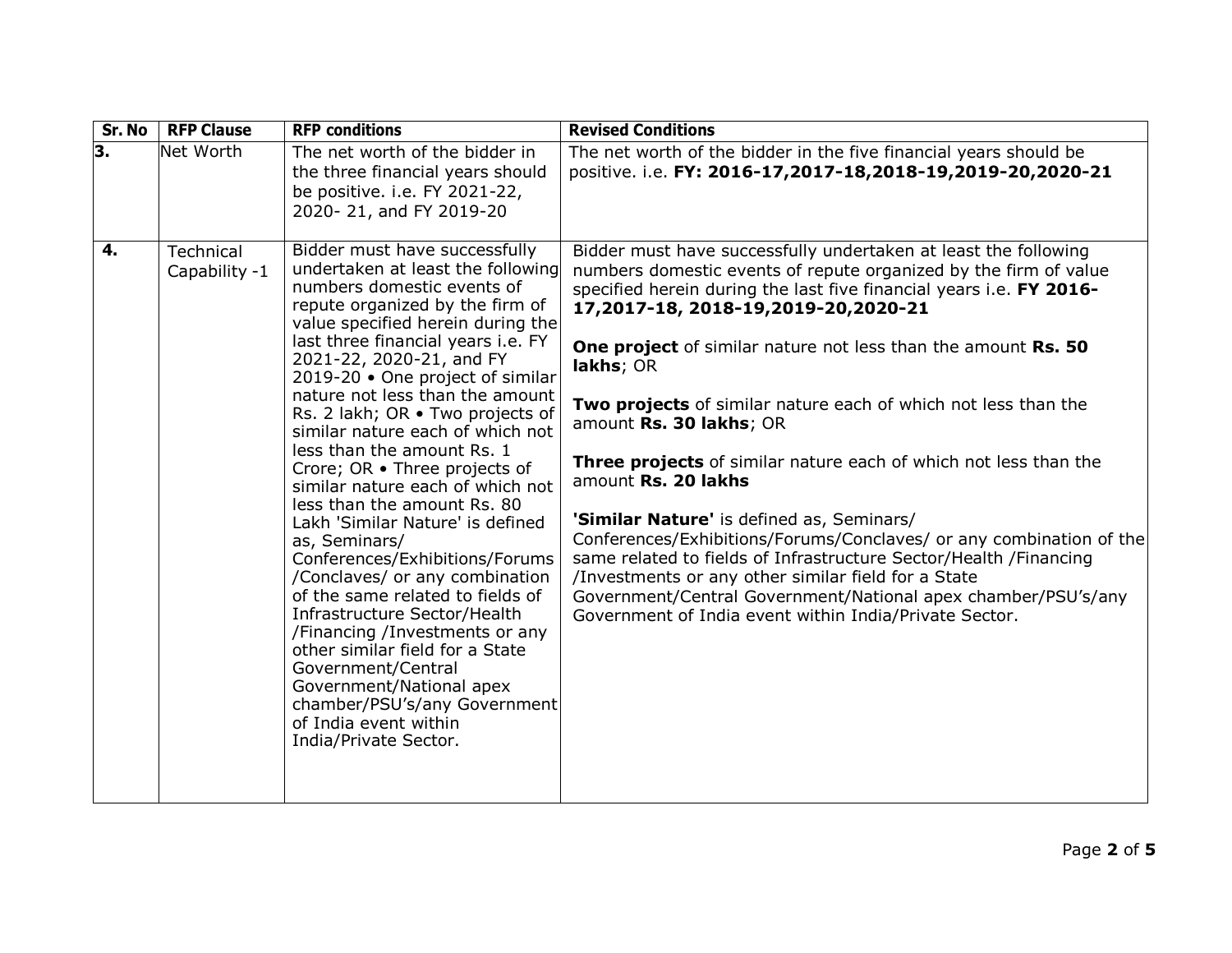| Sr. No | RFP Clause | RFP conditions | Revised Conditions |
|---|---|---|---|
| 3. | Net Worth | The net worth of the bidder in the three financial years should be positive. i.e. FY 2021-22, 2020- 21, and FY 2019-20 | The net worth of the bidder in the five financial years should be positive. i.e. **FY: 2016-17,2017-18,2018-19,2019-20,2020-21** |
| 4. | Technical Capability -1 | Bidder must have successfully undertaken at least the following numbers domestic events of repute organized by the firm of value specified herein during the last three financial years i.e. FY 2021-22, 2020-21, and FY 2019-20 • One project of similar nature not less than the amount Rs. 2 lakh; OR • Two projects of similar nature each of which not less than the amount Rs. 1 Crore; OR • Three projects of similar nature each of which not less than the amount Rs. 80 Lakh 'Similar Nature' is defined as, Seminars/ Conferences/Exhibitions/Forums /Conclaves/ or any combination of the same related to fields of Infrastructure Sector/Health /Financing /Investments or any other similar field for a State Government/Central Government/National apex chamber/PSU's/any Government of India event within India/Private Sector. | Bidder must have successfully undertaken at least the following numbers domestic events of repute organized by the firm of value specified herein during the last five financial years i.e. **FY 2016-17,2017-18, 2018-19,2019-20,2020-21**<br><br>**One project** of similar nature not less than the amount **Rs. 50 lakhs**; OR<br><br>**Two projects** of similar nature each of which not less than the amount **Rs. 30 lakhs**; OR<br><br>**Three projects** of similar nature each of which not less than the amount **Rs. 20 lakhs**<br><br>**'Similar Nature'** is defined as, Seminars/ Conferences/Exhibitions/Forums/Conclaves/ or any combination of the same related to fields of Infrastructure Sector/Health /Financing /Investments or any other similar field for a State Government/Central Government/National apex chamber/PSU's/any Government of India event within India/Private Sector. |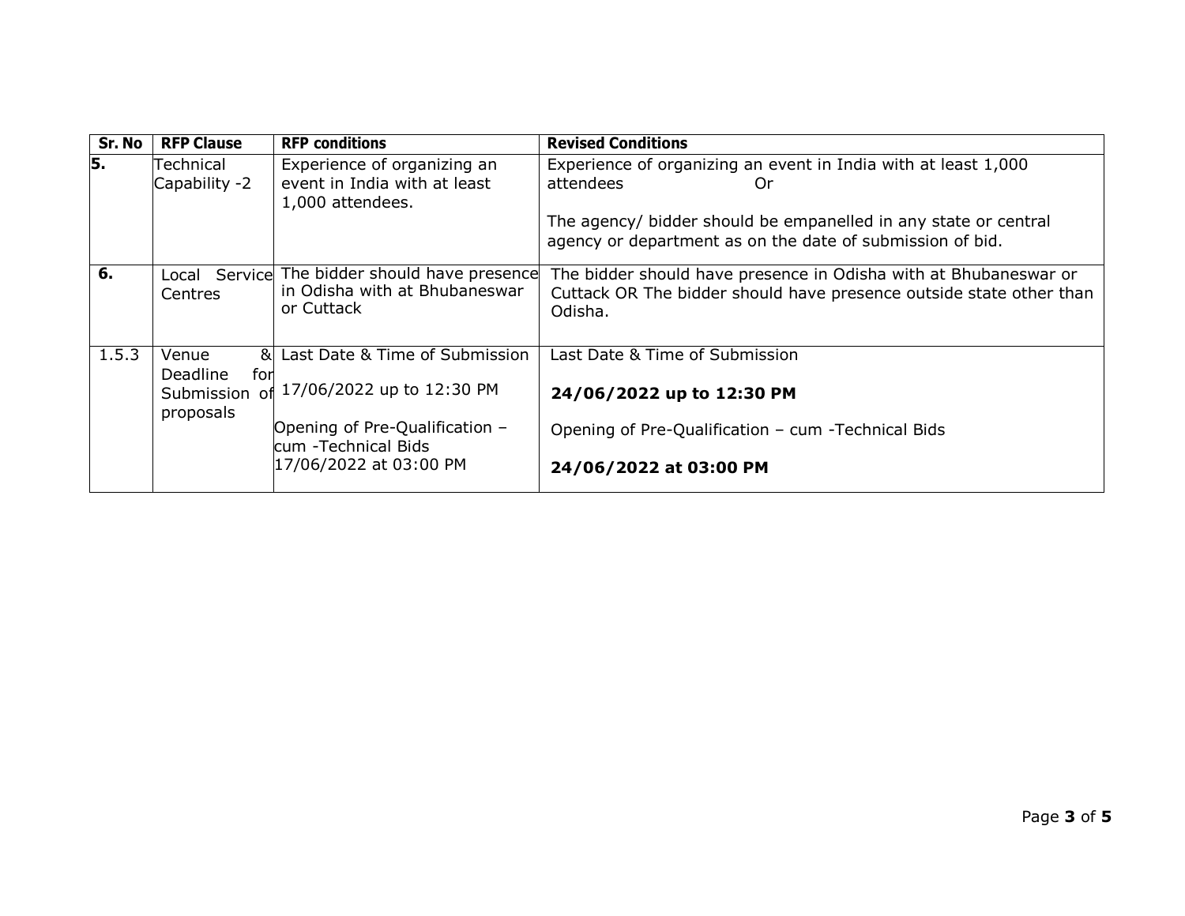| Sr. No | RFP Clause | RFP conditions | Revised Conditions |
|---|---|---|---|
| **5.** | Technical Capability -2 | Experience of organizing an event in India with at least 1,000 attendees. | Experience of organizing an event in India with at least 1,000 attendees Or<br><br>The agency/ bidder should be empanelled in any state or central agency or department as on the date of submission of bid. |
| **6.** | Local Service Centres | The bidder should have presence in Odisha with at Bhubaneswar or Cuttack | The bidder should have presence in Odisha with at Bhubaneswar or Cuttack OR The bidder should have presence outside state other than Odisha. |
| 1.5.3 | Venue & Deadline for Submission of proposals | Last Date & Time of Submission<br><br>17/06/2022 up to 12:30 PM<br><br>Opening of Pre-Qualification – cum -Technical Bids<br>17/06/2022 at 03:00 PM | Last Date & Time of Submission<br><br>**24/06/2022 up to 12:30 PM**<br><br>Opening of Pre-Qualification – cum -Technical Bids<br><br>**24/06/2022 at 03:00 PM** |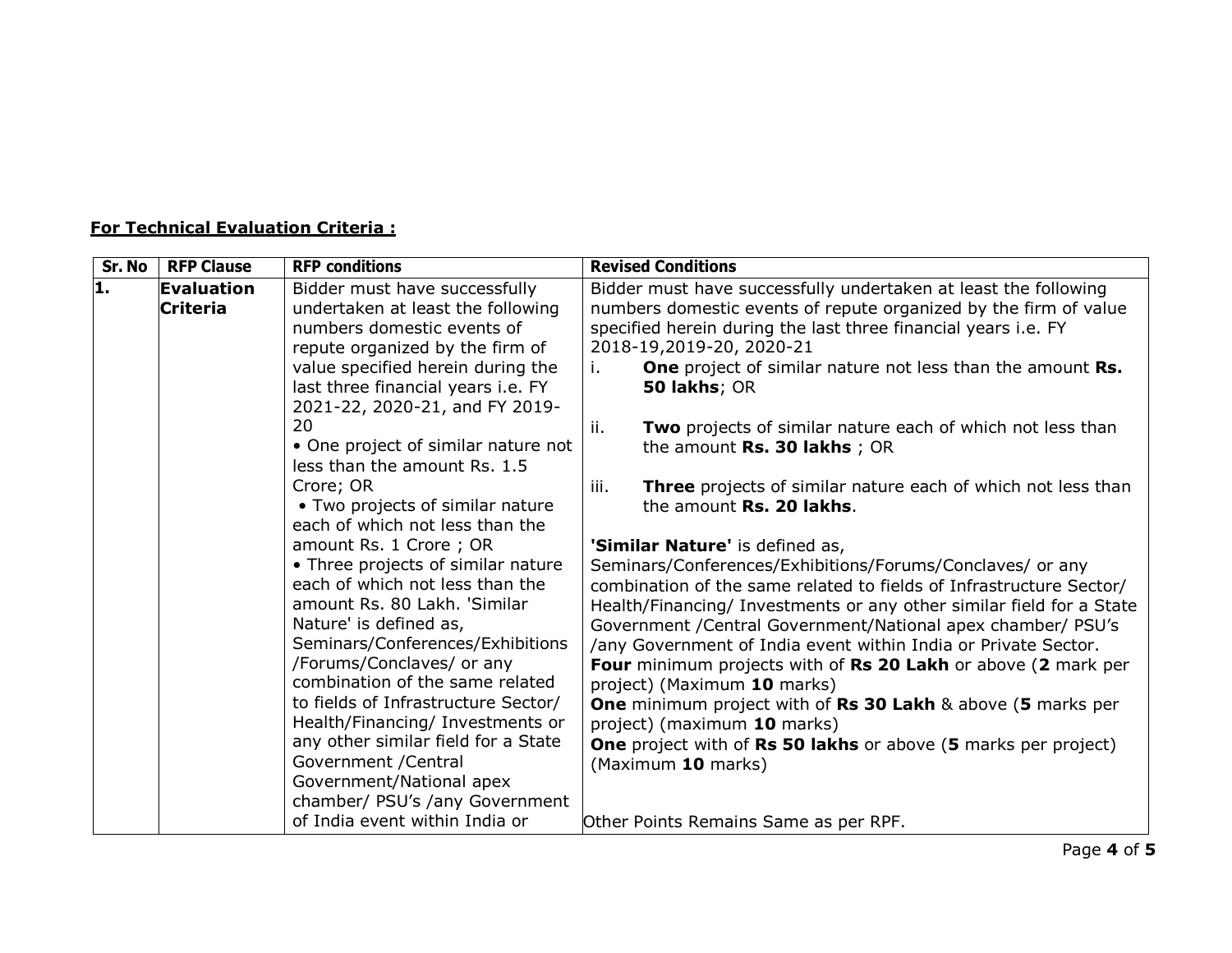**For Technical Evaluation Criteria :**

| Sr. No | RFP Clause | RFP conditions | Revised Conditions |
|---|---|---|---|
| **1.** | **Evaluation Criteria** | Bidder must have successfully undertaken at least the following numbers domestic events of repute organized by the firm of value specified herein during the last three financial years i.e. FY 2021-22, 2020-21, and FY 2019-20<br>• One project of similar nature not less than the amount Rs. 1.5 Crore; OR<br>• Two projects of similar nature each of which not less than the amount Rs. 1 Crore ; OR<br>• Three projects of similar nature each of which not less than the amount Rs. 80 Lakh. 'Similar Nature' is defined as, Seminars/Conferences/Exhibitions /Forums/Conclaves/ or any combination of the same related to fields of Infrastructure Sector/ Health/Financing/ Investments or any other similar field for a State Government /Central Government/National apex chamber/ PSU's /any Government of India event within India or | Bidder must have successfully undertaken at least the following numbers domestic events of repute organized by the firm of value specified herein during the last three financial years i.e. FY 2018-19,2019-20, 2020-21<br>i. **One** project of similar nature not less than the amount **Rs. 50 lakhs**; OR<br>ii. **Two** projects of similar nature each of which not less than the amount **Rs. 30 lakhs** ; OR<br>iii. **Three** projects of similar nature each of which not less than the amount **Rs. 20 lakhs**.<br><br>**'Similar Nature'** is defined as, Seminars/Conferences/Exhibitions/Forums/Conclaves/ or any combination of the same related to fields of Infrastructure Sector/ Health/Financing/ Investments or any other similar field for a State Government /Central Government/National apex chamber/ PSU's /any Government of India event within India or Private Sector.<br>**Four** minimum projects with of **Rs 20 Lakh** or above (**2** mark per project) (Maximum **10** marks)<br>**One** minimum project with of **Rs 30 Lakh** & above (**5** marks per project) (maximum **10** marks)<br>**One** project with of **Rs 50 lakhs** or above (**5** marks per project) (Maximum **10** marks)<br><br>Other Points Remains Same as per RPF. |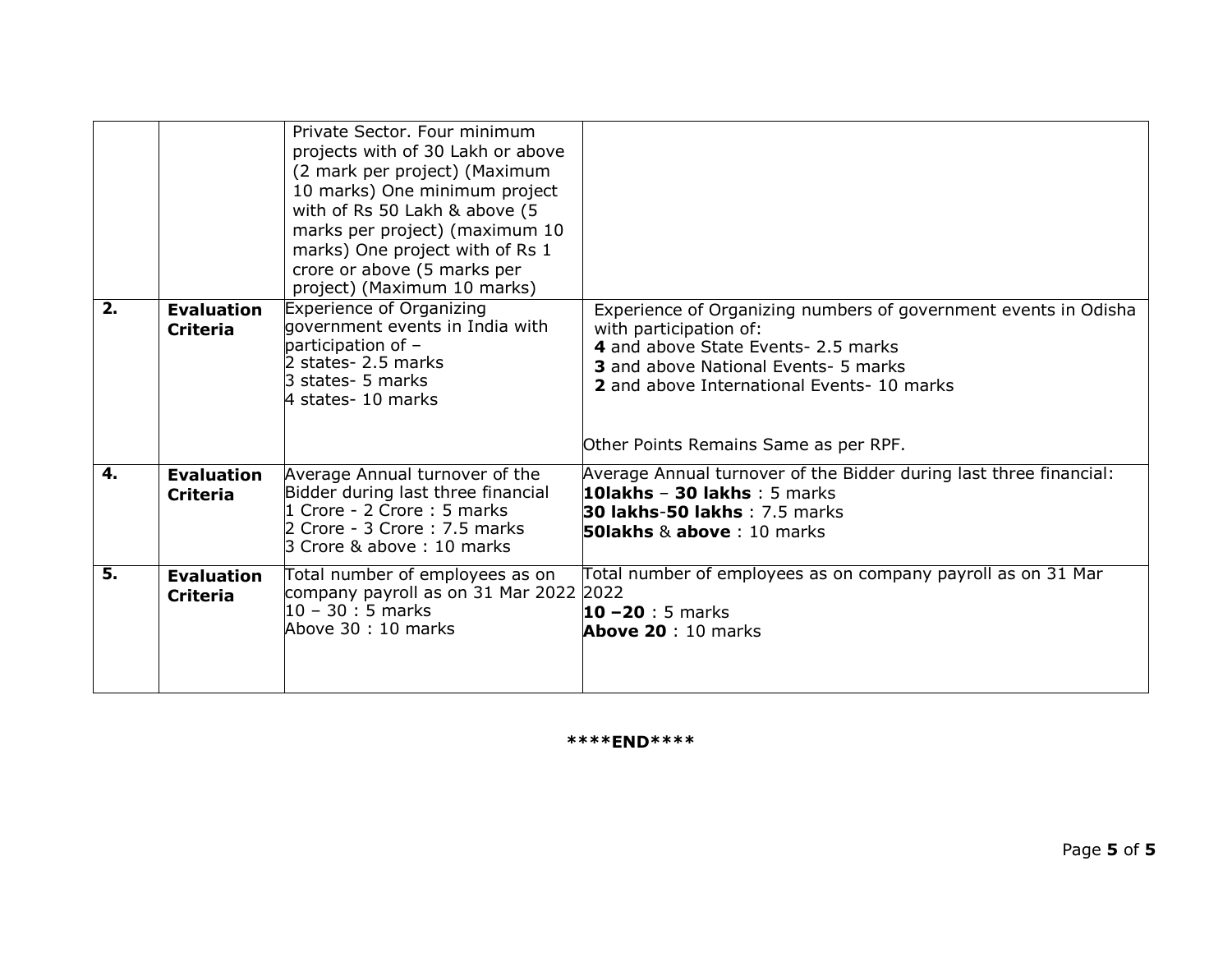| | | | |
|---|---|---|---|
| | | Private Sector. Four minimum projects with of 30 Lakh or above (2 mark per project) (Maximum 10 marks) One minimum project with of Rs 50 Lakh & above (5 marks per project) (maximum 10 marks) One project with of Rs 1 crore or above (5 marks per project) (Maximum 10 marks) | |
| **2.** | **Evaluation Criteria** | Experience of Organizing government events in India with participation of –<br>2 states- 2.5 marks<br>3 states- 5 marks<br>4 states- 10 marks | Experience of Organizing numbers of government events in Odisha with participation of:<br>**4** and above State Events- 2.5 marks<br>**3** and above National Events- 5 marks<br>**2** and above International Events- 10 marks<br><br>Other Points Remains Same as per RPF. |
| **4.** | **Evaluation Criteria** | Average Annual turnover of the Bidder during last three financial<br>1 Crore - 2 Crore : 5 marks<br>2 Crore - 3 Crore : 7.5 marks<br>3 Crore & above : 10 marks | Average Annual turnover of the Bidder during last three financial:<br>**10lakhs** – **30 lakhs** : 5 marks<br>**30 lakhs**-**50 lakhs** : 7.5 marks<br>**50lakhs** & **above** : 10 marks |
| **5.** | **Evaluation Criteria** | Total number of employees as on company payroll as on 31 Mar 2022<br>10 – 30 : 5 marks<br>Above 30 : 10 marks | Total number of employees as on company payroll as on 31 Mar 2022<br>**10 –20** : 5 marks<br>**Above 20** : 10 marks |

**\*\*\*\*END\*\*\*\***